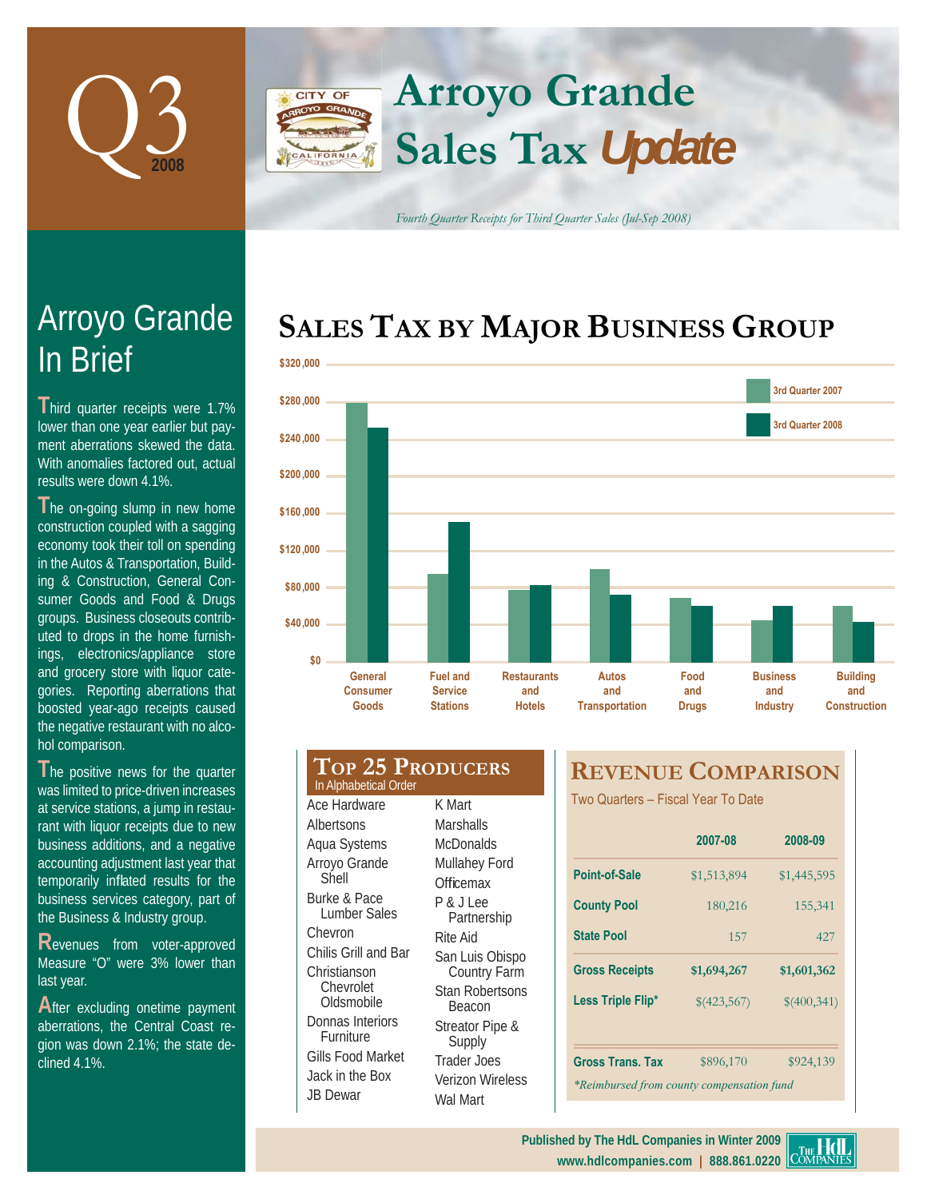Q3 2008

# Arroyo Grande Sales Tax *Update*

*Fourth Quarter Receipts for Third Quarter Sales (Jul-Sep 2008)*

## Arroyo Grande In Brief

Third quarter receipts were 1.7% lower than one year earlier but payment aberrations skewed the data. With anomalies factored out, actual results were down 4.1%.

The on-going slump in new home construction coupled with a sagging economy took their toll on spending in the Autos & Transportation, Building & Construction, General Consumer Goods and Food & Drugs groups. Business closeouts contributed to drops in the home furnishings, electronics/appliance store and grocery store with liquor categories. Reporting aberrations that boosted year-ago receipts caused the negative restaurant with no alcohol comparison.

The positive news for the quarter was limited to price-driven increases at service stations, a jump in restaurant with liquor receipts due to new business additions, and a negative accounting adjustment last year that temporarily inflated results for the business services category, part of the Business & Industry group.

Revenues from voter-approved Measure "O" were 3% lower than last year.

After excluding onetime payment aberrations, the Central Coast region was down 2.1%; the state declined 4.1%.

## Sales Tax by Major Business Group

$320,000
$280,000
$240,000
$200,000
$160,000
$120,000
$80,000
$40,000
$0

3rd Quarter 2007
3rd Quarter 2008

General Consumer Goods
Fuel and Service Stations
Restaurants and Hotels
Autos and Transportation
Food and Drugs
Business and Industry
Building and Construction

## Top 25 Producers

In Alphabetical Order

- Ace Hardware
- Albertsons
- Aqua Systems
- Arroyo Grande Shell
- Burke & Pace Lumber Sales
- Chevron
- Chilis Grill and Bar
- Christianson Chevrolet Oldsmobile
- Donnas Interiors Furniture
- Gills Food Market
- Jack in the Box
- JB Dewar
- K Mart
- Marshalls
- McDonalds
- Mullahey Ford
- Officemax
- P & J Lee Partnership
- Rite Aid
- San Luis Obispo Country Farm
- Stan Robertsons Beacon
- Streator Pipe & Supply
- Trader Joes
- Verizon Wireless
- Wal Mart

## Revenue Comparison

Two Quarters – Fiscal Year To Date

| | 2007-08 | 2008-09 |
|---|---|---|
| **Point-of-Sale** | $1,513,894 | $1,445,595 |
| **County Pool** | 180,216 | 155,341 |
| **State Pool** | 157 | 427 |
| **Gross Receipts** | **$1,694,267** | **$1,601,362** |
| **Less Triple Flip*** | $(423,567) | $(400,341) |
| **Gross Trans. Tax** | $896,170 | $924,139 |

*\*Reimbursed from county compensation fund*

**Published by The HdL Companies in Winter 2009**
**www.hdlcompanies.com | 888.861.0220**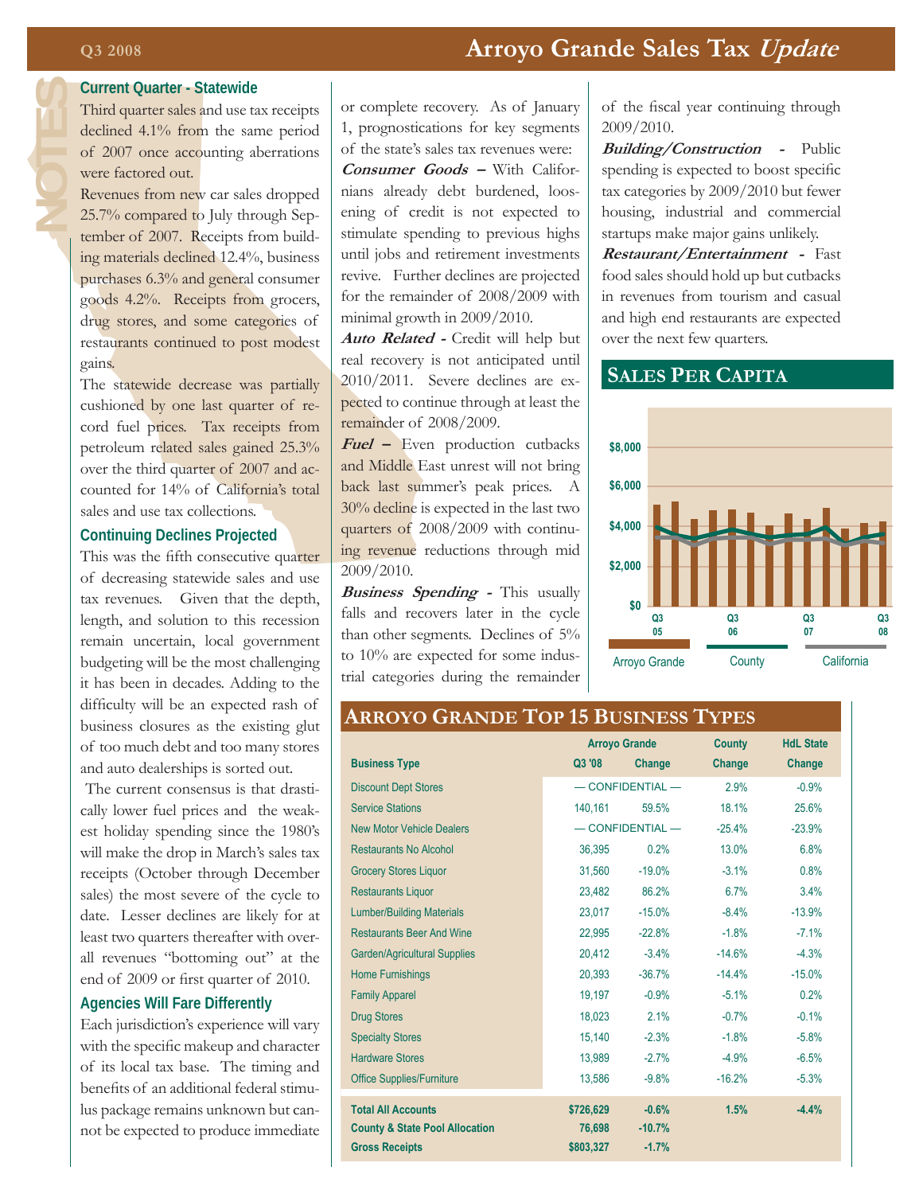# Q3 2008 Arroyo Grande Sales Tax *Update*

NOTES

### Current Quarter - Statewide

Third quarter sales and use tax receipts declined 4.1% from the same period of 2007 once accounting aberrations were factored out.

Revenues from new car sales dropped 25.7% compared to July through September of 2007. Receipts from building materials declined 12.4%, business purchases 6.3% and general consumer goods 4.2%. Receipts from grocers, drug stores, and some categories of restaurants continued to post modest gains.

The statewide decrease was partially cushioned by one last quarter of record fuel prices. Tax receipts from petroleum related sales gained 25.3% over the third quarter of 2007 and accounted for 14% of California's total sales and use tax collections.

### Continuing Declines Projected

This was the fifth consecutive quarter of decreasing statewide sales and use tax revenues. Given that the depth, length, and solution to this recession remain uncertain, local government budgeting will be the most challenging it has been in decades. Adding to the difficulty will be an expected rash of business closures as the existing glut of too much debt and too many stores and auto dealerships is sorted out.

The current consensus is that drastically lower fuel prices and the weakest holiday spending since the 1980's will make the drop in March's sales tax receipts (October through December sales) the most severe of the cycle to date. Lesser declines are likely for at least two quarters thereafter with overall revenues "bottoming out" at the end of 2009 or first quarter of 2010.

### Agencies Will Fare Differently

Each jurisdiction's experience will vary with the specific makeup and character of its local tax base. The timing and benefits of an additional federal stimulus package remains unknown but cannot be expected to produce immediate or complete recovery. As of January 1, prognostications for key segments of the state's sales tax revenues were:

***Consumer Goods*** – With Californians already debt burdened, loosening of credit is not expected to stimulate spending to previous highs until jobs and retirement investments revive. Further declines are projected for the remainder of 2008/2009 with minimal growth in 2009/2010.

***Auto Related*** - Credit will help but real recovery is not anticipated until 2010/2011. Severe declines are expected to continue through at least the remainder of 2008/2009.

***Fuel*** – Even production cutbacks and Middle East unrest will not bring back last summer's peak prices. A 30% decline is expected in the last two quarters of 2008/2009 with continuing revenue reductions through mid 2009/2010.

***Business Spending*** - This usually falls and recovers later in the cycle than other segments. Declines of 5% to 10% are expected for some industrial categories during the remainder of the fiscal year continuing through 2009/2010.

***Building/Construction*** - Public spending is expected to boost specific tax categories by 2009/2010 but fewer housing, industrial and commercial startups make major gains unlikely.

***Restaurant/Entertainment*** - Fast food sales should hold up but cutbacks in revenues from tourism and casual and high end restaurants are expected over the next few quarters.

## Sales Per Capita

$8,000
$6,000
$4,000
$2,000
$0

Q3 05
Q3 06
Q3 07
Q3 08

Arroyo Grande
County
California

## Arroyo Grande Top 15 Business Types

| | Arroyo Grande | | County | HdL State |
|---|---|---|---|---|
| **Business Type** | **Q3 '08** | **Change** | **Change** | **Change** |
| Discount Dept Stores | — CONFIDENTIAL — | | 2.9% | -0.9% |
| Service Stations | 140,161 | 59.5% | 18.1% | 25.6% |
| New Motor Vehicle Dealers | — CONFIDENTIAL — | | -25.4% | -23.9% |
| Restaurants No Alcohol | 36,395 | 0.2% | 13.0% | 6.8% |
| Grocery Stores Liquor | 31,560 | -19.0% | -3.1% | 0.8% |
| Restaurants Liquor | 23,482 | 86.2% | 6.7% | 3.4% |
| Lumber/Building Materials | 23,017 | -15.0% | -8.4% | -13.9% |
| Restaurants Beer And Wine | 22,995 | -22.8% | -1.8% | -7.1% |
| Garden/Agricultural Supplies | 20,412 | -3.4% | -14.6% | -4.3% |
| Home Furnishings | 20,393 | -36.7% | -14.4% | -15.0% |
| Family Apparel | 19,197 | -0.9% | -5.1% | 0.2% |
| Drug Stores | 18,023 | 2.1% | -0.7% | -0.1% |
| Specialty Stores | 15,140 | -2.3% | -1.8% | -5.8% |
| Hardware Stores | 13,989 | -2.7% | -4.9% | -6.5% |
| Office Supplies/Furniture | 13,586 | -9.8% | -16.2% | -5.3% |
| **Total All Accounts** | **$726,629** | **-0.6%** | **1.5%** | **-4.4%** |
| **County & State Pool Allocation** | **76,698** | **-10.7%** | | |
| **Gross Receipts** | **$803,327** | **-1.7%** | | |